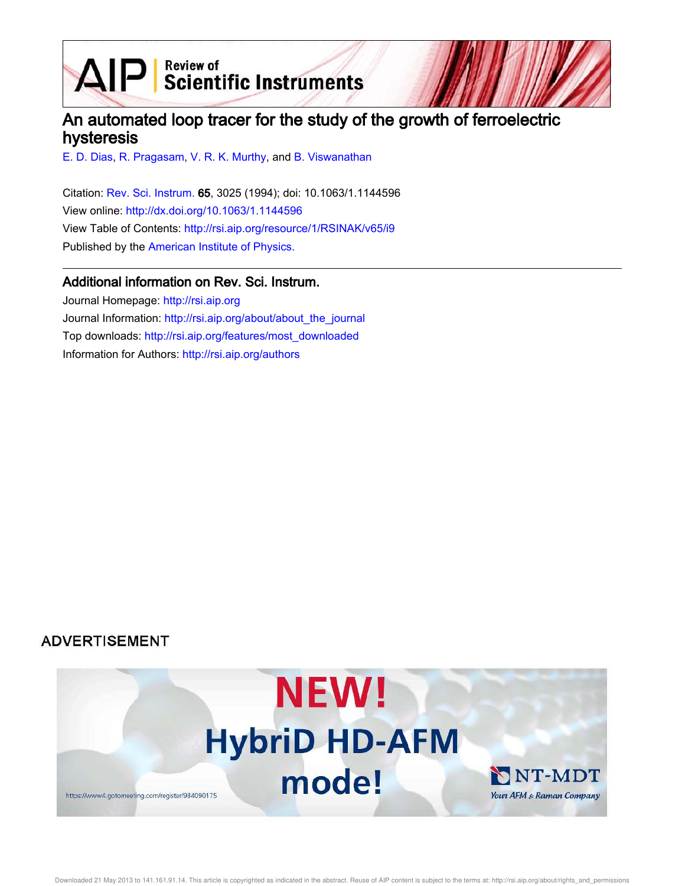# An automated loop tracer for the study of the growth of ferroelectric hysteresis

E. D. Dias, R. Pragasam, V. R. K. Murthy, and B. Viswanathan

Citation: Rev. Sci. Instrum. **65**, 3025 (1994); doi: 10.1063/1.1144596

View online: http://dx.doi.org/10.1063/1.1144596

View Table of Contents: http://rsi.aip.org/resource/1/RSINAK/v65/i9

Published by the American Institute of Physics.

## Additional information on Rev. Sci. Instrum.

Journal Homepage: http://rsi.aip.org

Journal Information: http://rsi.aip.org/about/about_the_journal

Top downloads: http://rsi.aip.org/features/most_downloaded

Information for Authors: http://rsi.aip.org/authors

ADVERTISEMENT

NEW! HybriD HD-AFM mode!

https://www4.gotomeeting.com/register/984090175

NT-MDT Your AFM & Raman Company

Downloaded 21 May 2013 to 141.161.91.14. This article is copyrighted as indicated in the abstract. Reuse of AIP content is subject to the terms at: http://rsi.aip.org/about/rights_and_permissions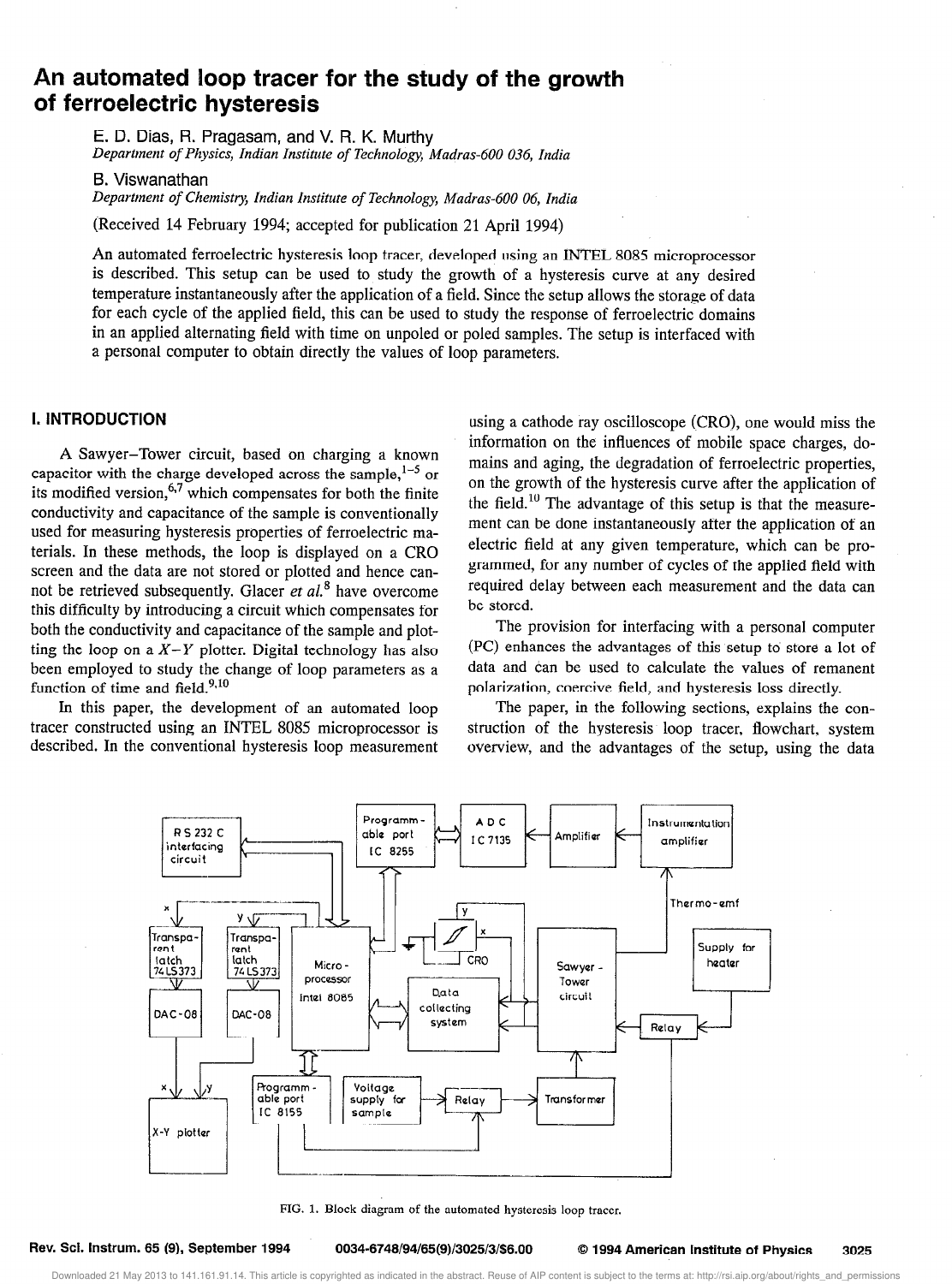# An automated loop tracer for the study of the growth of ferroelectric hysteresis

E. D. Dias, R. Pragasam, and V. R. K. Murthy
*Department of Physics, Indian Institute of Technology, Madras-600 036, India*

B. Viswanathan
*Department of Chemistry, Indian Institute of Technology, Madras-600 06, India*

(Received 14 February 1994; accepted for publication 21 April 1994)

An automated ferroelectric hysteresis loop tracer, developed using an INTEL 8085 microprocessor is described. This setup can be used to study the growth of a hysteresis curve at any desired temperature instantaneously after the application of a field. Since the setup allows the storage of data for each cycle of the applied field, this can be used to study the response of ferroelectric domains in an applied alternating field with time on unpoled or poled samples. The setup is interfaced with a personal computer to obtain directly the values of loop parameters.

## I. INTRODUCTION

A Sawyer–Tower circuit, based on charging a known capacitor with the charge developed across the sample,[1–5] or its modified version,[6,7] which compensates for both the finite conductivity and capacitance of the sample is conventionally used for measuring hysteresis properties of ferroelectric materials. In these methods, the loop is displayed on a CRO screen and the data are not stored or plotted and hence cannot be retrieved subsequently. Glacer *et al.*[8] have overcome this difficulty by introducing a circuit which compensates for both the conductivity and capacitance of the sample and plotting the loop on a $X-Y$ plotter. Digital technology has also been employed to study the change of loop parameters as a function of time and field.[9,10]

In this paper, the development of an automated loop tracer constructed using an INTEL 8085 microprocessor is described. In the conventional hysteresis loop measurement using a cathode ray oscilloscope (CRO), one would miss the information on the influences of mobile space charges, domains and aging, the degradation of ferroelectric properties, on the growth of the hysteresis curve after the application of the field.[10] The advantage of this setup is that the measurement can be done instantaneously after the application of an electric field at any given temperature, which can be programmed, for any number of cycles of the applied field with required delay between each measurement and the data can be stored.

The provision for interfacing with a personal computer (PC) enhances the advantages of this setup to store a lot of data and can be used to calculate the values of remanent polarization, coercive field, and hysteresis loss directly.

The paper, in the following sections, explains the construction of the hysteresis loop tracer, flowchart, system overview, and the advantages of the setup, using the data

FIG. 1. Block diagram of the automated hysteresis loop tracer.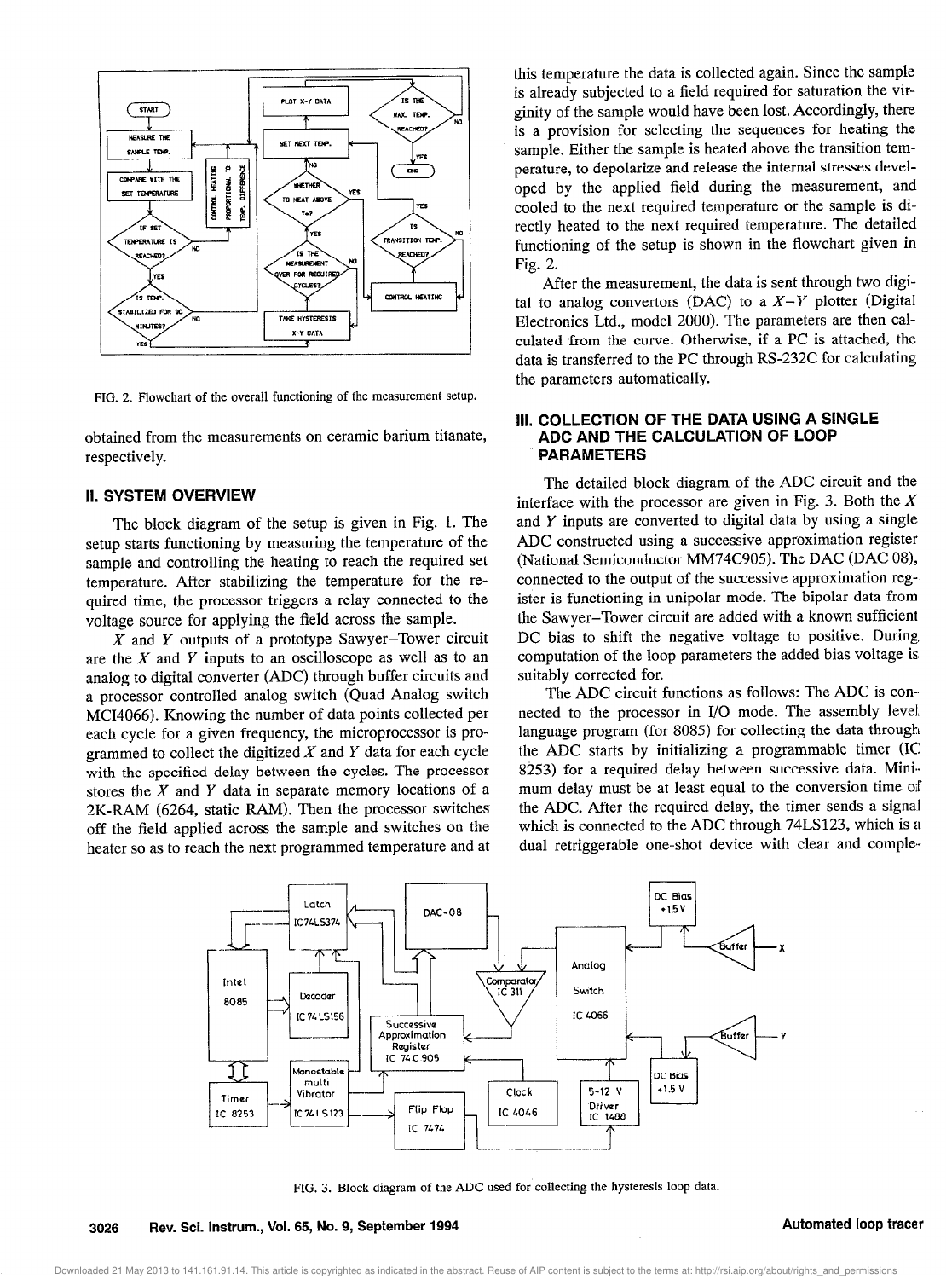FIG. 2. Flowchart of the overall functioning of the measurement setup.

obtained from the measurements on ceramic barium titanate, respectively.

## II. SYSTEM OVERVIEW

The block diagram of the setup is given in Fig. 1. The setup starts functioning by measuring the temperature of the sample and controlling the heating to reach the required set temperature. After stabilizing the temperature for the required time, the processor triggers a relay connected to the voltage source for applying the field across the sample.

$X$ and $Y$ outputs of a prototype Sawyer–Tower circuit are the $X$ and $Y$ inputs to an oscilloscope as well as to an analog to digital converter (ADC) through buffer circuits and a processor controlled analog switch (Quad Analog switch MCI4066). Knowing the number of data points collected per each cycle for a given frequency, the microprocessor is programmed to collect the digitized $X$ and $Y$ data for each cycle with the specified delay between the cycles. The processor stores the $X$ and $Y$ data in separate memory locations of a 2K-RAM (6264, static RAM). Then the processor switches off the field applied across the sample and switches on the heater so as to reach the next programmed temperature and at this temperature the data is collected again. Since the sample is already subjected to a field required for saturation the virginity of the sample would have been lost. Accordingly, there is a provision for selecting the sequences for heating the sample. Either the sample is heated above the transition temperature, to depolarize and release the internal stresses developed by the applied field during the measurement, and cooled to the next required temperature or the sample is directly heated to the next required temperature. The detailed functioning of the setup is shown in the flowchart given in Fig. 2.

After the measurement, the data is sent through two digital to analog convertors (DAC) to a $X$–$Y$ plotter (Digital Electronics Ltd., model 2000). The parameters are then calculated from the curve. Otherwise, if a PC is attached, the data is transferred to the PC through RS-232C for calculating the parameters automatically.

## III. COLLECTION OF THE DATA USING A SINGLE ADC AND THE CALCULATION OF LOOP PARAMETERS

The detailed block diagram of the ADC circuit and the interface with the processor are given in Fig. 3. Both the $X$ and $Y$ inputs are converted to digital data by using a single ADC constructed using a successive approximation register (National Semiconductor MM74C905). The DAC (DAC 08), connected to the output of the successive approximation register is functioning in unipolar mode. The bipolar data from the Sawyer–Tower circuit are added with a known sufficient DC bias to shift the negative voltage to positive. During computation of the loop parameters the added bias voltage is suitably corrected for.

The ADC circuit functions as follows: The ADC is connected to the processor in I/O mode. The assembly level language program (for 8085) for collecting the data through the ADC starts by initializing a programmable timer (IC 8253) for a required delay between successive data. Minimum delay must be at least equal to the conversion time of the ADC. After the required delay, the timer sends a signal which is connected to the ADC through 74LS123, which is a dual retriggerable one-shot device with clear and comple-

FIG. 3. Block diagram of the ADC used for collecting the hysteresis loop data.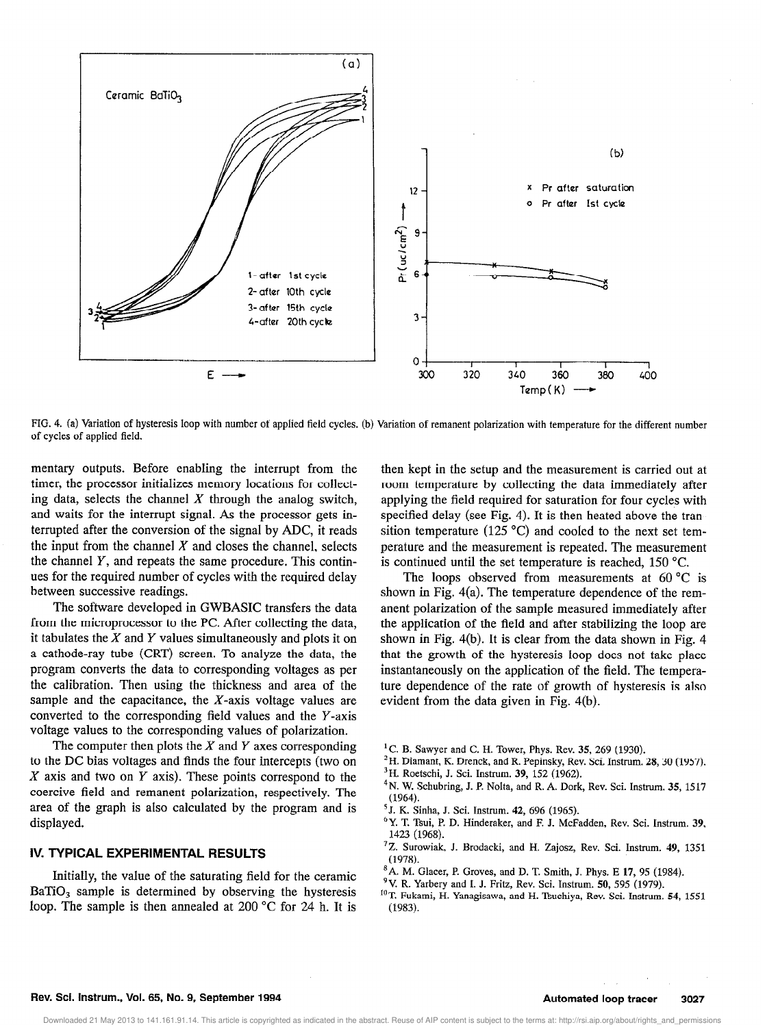(a)

Ceramic $BaTiO_3$

4
3
2
1

1- after 1st cycle
2- after 10th cycle
3- after 15th cycle
4- after 20th cycle

3
4
2
1

E ⟶

(b)

x Pr after saturation
o Pr after 1st cycle

Pr (uc/cm²) ⟶

12
9
6
3
0

300 320 340 360 380 400

Temp (K) ⟶

FIG. 4. (a) Variation of hysteresis loop with number of applied field cycles. (b) Variation of remanent polarization with temperature for the different number of cycles of applied field.

mentary outputs. Before enabling the interrupt from the timer, the processor initializes memory locations for collecting data, selects the channel $X$ through the analog switch, and waits for the interrupt signal. As the processor gets interrupted after the conversion of the signal by ADC, it reads the input from the channel $X$ and closes the channel, selects the channel $Y$, and repeats the same procedure. This continues for the required number of cycles with the required delay between successive readings.

The software developed in GWBASIC transfers the data from the microprocessor to the PC. After collecting the data, it tabulates the $X$ and $Y$ values simultaneously and plots it on a cathode-ray tube (CRT) screen. To analyze the data, the program converts the data to corresponding voltages as per the calibration. Then using the thickness and area of the sample and the capacitance, the $X$-axis voltage values are converted to the corresponding field values and the $Y$-axis voltage values to the corresponding values of polarization.

The computer then plots the $X$ and $Y$ axes corresponding to the DC bias voltages and finds the four intercepts (two on $X$ axis and two on $Y$ axis). These points correspond to the coercive field and remanent polarization, respectively. The area of the graph is also calculated by the program and is displayed.

## IV. TYPICAL EXPERIMENTAL RESULTS

Initially, the value of the saturating field for the ceramic $BaTiO_3$ sample is determined by observing the hysteresis loop. The sample is then annealed at 200 °C for 24 h. It is then kept in the setup and the measurement is carried out at room temperature by collecting the data immediately after applying the field required for saturation for four cycles with specified delay (see Fig. 4). It is then heated above the transition temperature (125 °C) and cooled to the next set temperature and the measurement is repeated. The measurement is continued until the set temperature is reached, 150 °C.

The loops observed from measurements at 60 °C is shown in Fig. 4(a). The temperature dependence of the remanent polarization of the sample measured immediately after the application of the field and after stabilizing the loop are shown in Fig. 4(b). It is clear from the data shown in Fig. 4 that the growth of the hysteresis loop does not take place instantaneously on the application of the field. The temperature dependence of the rate of growth of hysteresis is also evident from the data given in Fig. 4(b).

[1] C. B. Sawyer and C. H. Tower, Phys. Rev. 35, 269 (1930).
[2] H. Diamant, K. Drenck, and R. Pepinsky, Rev. Sci. Instrum. 28, 30 (1957).
[3] H. Roetschi, J. Sci. Instrum. 39, 152 (1962).
[4] N. W. Schubring, J. P. Nolta, and R. A. Dork, Rev. Sci. Instrum. 35, 1517 (1964).
[5] J. K. Sinha, J. Sci. Instrum. 42, 696 (1965).
[6] Y. T. Tsui, P. D. Hinderaker, and F. J. McFadden, Rev. Sci. Instrum. 39, 1423 (1968).
[7] Z. Surowiak, J. Brodacki, and H. Zajosz, Rev. Sci. Instrum. 49, 1351 (1978).
[8] A. M. Glacer, P. Groves, and D. T. Smith, J. Phys. E 17, 95 (1984).
[9] V. R. Yarbery and I. J. Fritz, Rev. Sci. Instrum. 50, 595 (1979).
[10] T. Fukami, H. Yanagisawa, and H. Tsuchiya, Rev. Sci. Instrum. 54, 1551 (1983).